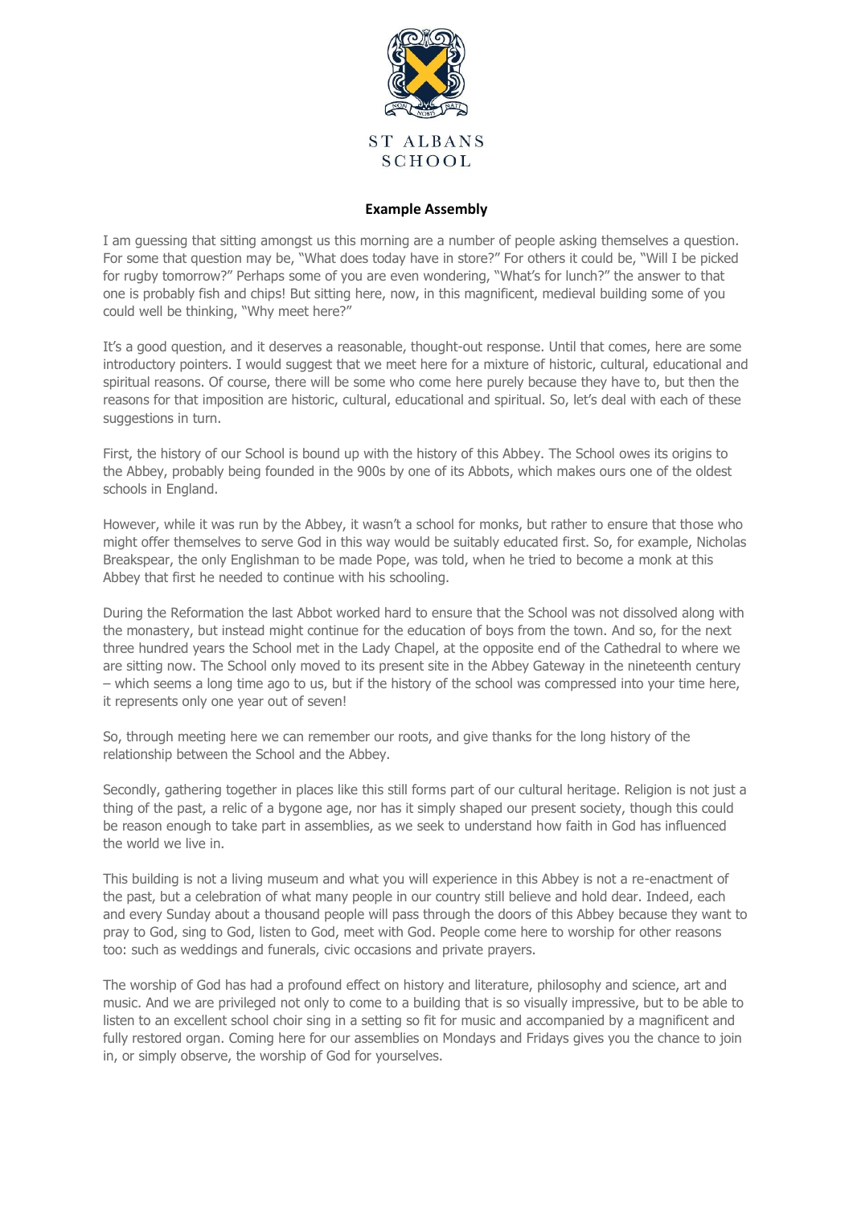ST ALBANS SCHOOL

## Example Assembly

I am guessing that sitting amongst us this morning are a number of people asking themselves a question. For some that question may be, "What does today have in store?" For others it could be, "Will I be picked for rugby tomorrow?" Perhaps some of you are even wondering, "What's for lunch?" the answer to that one is probably fish and chips! But sitting here, now, in this magnificent, medieval building some of you could well be thinking, "Why meet here?"

It's a good question, and it deserves a reasonable, thought-out response. Until that comes, here are some introductory pointers. I would suggest that we meet here for a mixture of historic, cultural, educational and spiritual reasons. Of course, there will be some who come here purely because they have to, but then the reasons for that imposition are historic, cultural, educational and spiritual. So, let's deal with each of these suggestions in turn.

First, the history of our School is bound up with the history of this Abbey. The School owes its origins to the Abbey, probably being founded in the 900s by one of its Abbots, which makes ours one of the oldest schools in England.

However, while it was run by the Abbey, it wasn't a school for monks, but rather to ensure that those who might offer themselves to serve God in this way would be suitably educated first. So, for example, Nicholas Breakspear, the only Englishman to be made Pope, was told, when he tried to become a monk at this Abbey that first he needed to continue with his schooling.

During the Reformation the last Abbot worked hard to ensure that the School was not dissolved along with the monastery, but instead might continue for the education of boys from the town. And so, for the next three hundred years the School met in the Lady Chapel, at the opposite end of the Cathedral to where we are sitting now. The School only moved to its present site in the Abbey Gateway in the nineteenth century – which seems a long time ago to us, but if the history of the school was compressed into your time here, it represents only one year out of seven!

So, through meeting here we can remember our roots, and give thanks for the long history of the relationship between the School and the Abbey.

Secondly, gathering together in places like this still forms part of our cultural heritage. Religion is not just a thing of the past, a relic of a bygone age, nor has it simply shaped our present society, though this could be reason enough to take part in assemblies, as we seek to understand how faith in God has influenced the world we live in.

This building is not a living museum and what you will experience in this Abbey is not a re-enactment of the past, but a celebration of what many people in our country still believe and hold dear. Indeed, each and every Sunday about a thousand people will pass through the doors of this Abbey because they want to pray to God, sing to God, listen to God, meet with God. People come here to worship for other reasons too: such as weddings and funerals, civic occasions and private prayers.

The worship of God has had a profound effect on history and literature, philosophy and science, art and music. And we are privileged not only to come to a building that is so visually impressive, but to be able to listen to an excellent school choir sing in a setting so fit for music and accompanied by a magnificent and fully restored organ. Coming here for our assemblies on Mondays and Fridays gives you the chance to join in, or simply observe, the worship of God for yourselves.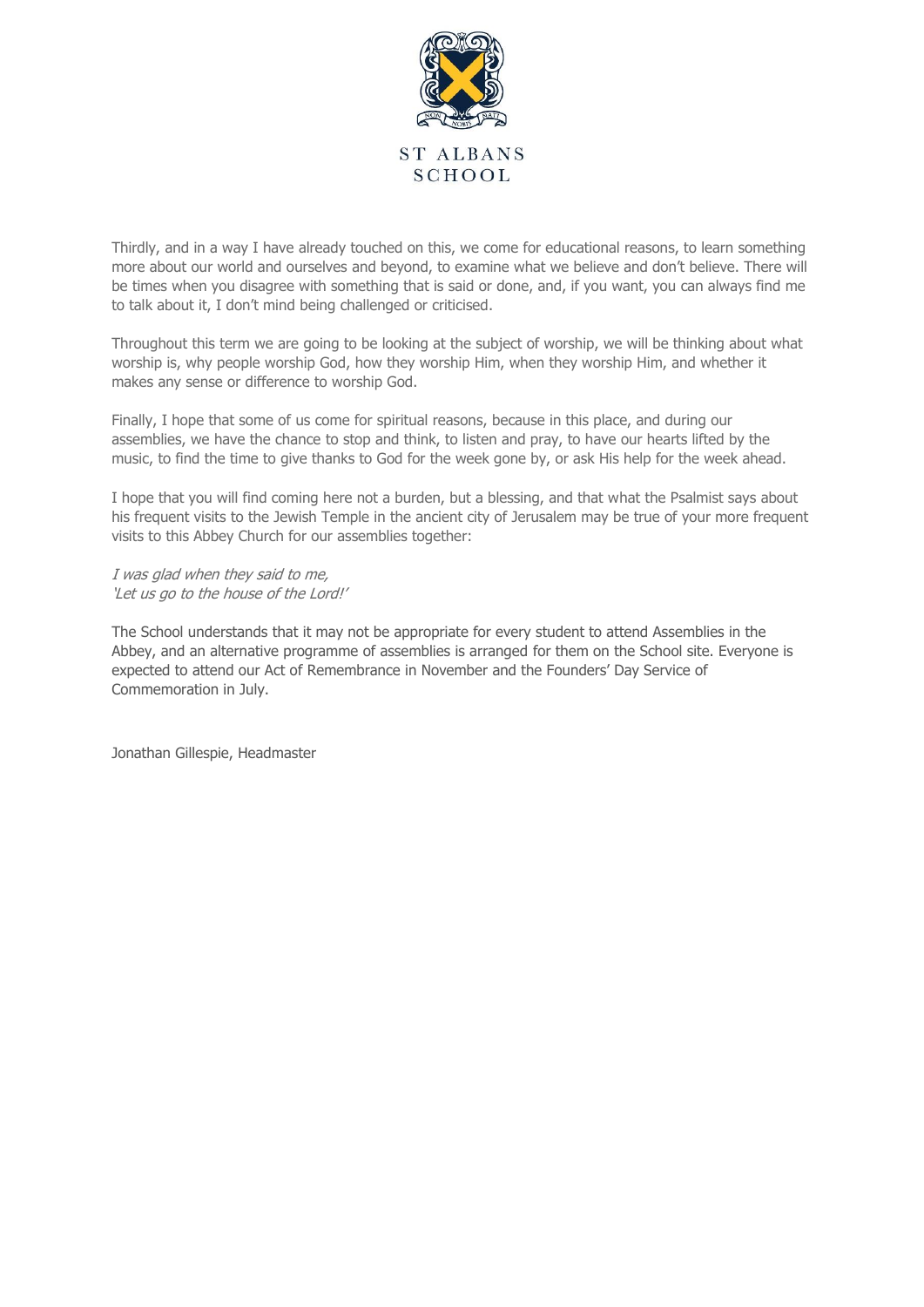Thirdly, and in a way I have already touched on this, we come for educational reasons, to learn something more about our world and ourselves and beyond, to examine what we believe and don't believe. There will be times when you disagree with something that is said or done, and, if you want, you can always find me to talk about it, I don't mind being challenged or criticised.

Throughout this term we are going to be looking at the subject of worship, we will be thinking about what worship is, why people worship God, how they worship Him, when they worship Him, and whether it makes any sense or difference to worship God.

Finally, I hope that some of us come for spiritual reasons, because in this place, and during our assemblies, we have the chance to stop and think, to listen and pray, to have our hearts lifted by the music, to find the time to give thanks to God for the week gone by, or ask His help for the week ahead.

I hope that you will find coming here not a burden, but a blessing, and that what the Psalmist says about his frequent visits to the Jewish Temple in the ancient city of Jerusalem may be true of your more frequent visits to this Abbey Church for our assemblies together:

*I was glad when they said to me,*
*'Let us go to the house of the Lord!'*

The School understands that it may not be appropriate for every student to attend Assemblies in the Abbey, and an alternative programme of assemblies is arranged for them on the School site. Everyone is expected to attend our Act of Remembrance in November and the Founders' Day Service of Commemoration in July.

Jonathan Gillespie, Headmaster